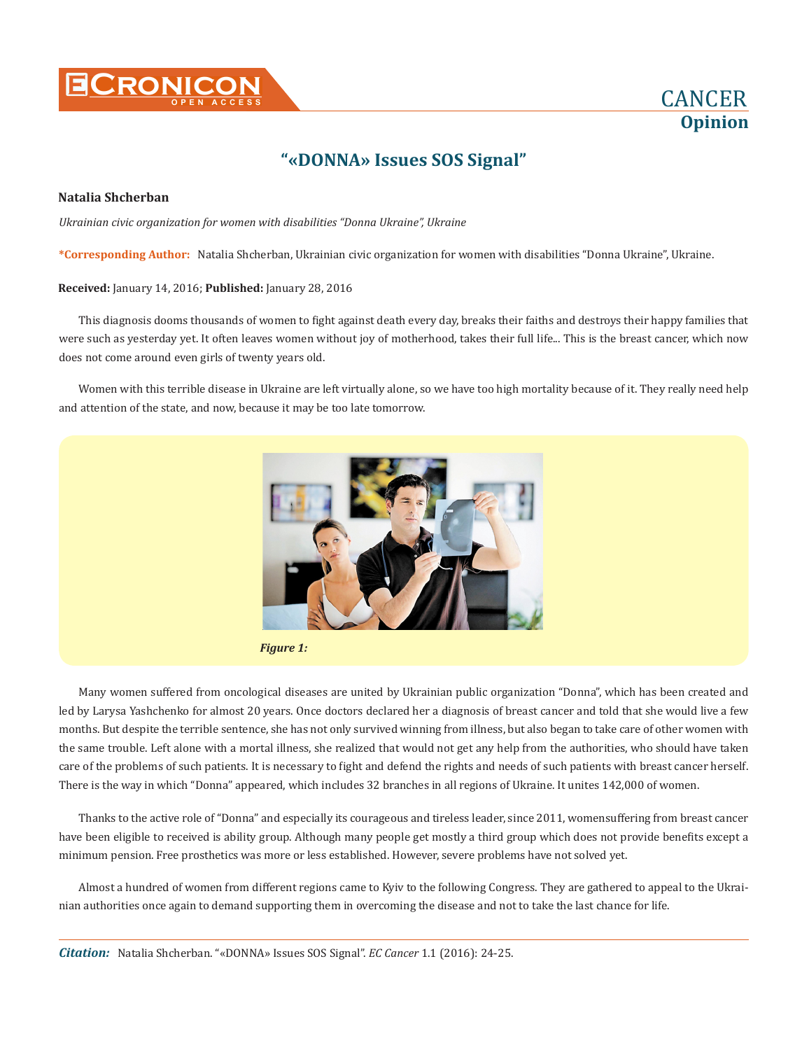# "«DONNA» Issues SOS Signal"

**Natalia Shcherban**

*Ukrainian civic organization for women with disabilities "Donna Ukraine", Ukraine*

**\*Corresponding Author:** Natalia Shcherban, Ukrainian civic organization for women with disabilities "Donna Ukraine", Ukraine.

**Received:** January 14, 2016; **Published:** January 28, 2016

This diagnosis dooms thousands of women to fight against death every day, breaks their faiths and destroys their happy families that were such as yesterday yet. It often leaves women without joy of motherhood, takes their full life... This is the breast cancer, which now does not come around even girls of twenty years old.

Women with this terrible disease in Ukraine are left virtually alone, so we have too high mortality because of it. They really need help and attention of the state, and now, because it may be too late tomorrow.

***Figure 1:***

Many women suffered from oncological diseases are united by Ukrainian public organization "Donna", which has been created and led by Larysa Yashchenko for almost 20 years. Once doctors declared her a diagnosis of breast cancer and told that she would live a few months. But despite the terrible sentence, she has not only survived winning from illness, but also began to take care of other women with the same trouble. Left alone with a mortal illness, she realized that would not get any help from the authorities, who should have taken care of the problems of such patients. It is necessary to fight and defend the rights and needs of such patients with breast cancer herself. There is the way in which "Donna" appeared, which includes 32 branches in all regions of Ukraine. It unites 142,000 of women.

Thanks to the active role of "Donna" and especially its courageous and tireless leader, since 2011, womensuffering from breast cancer have been eligible to received is ability group. Although many people get mostly a third group which does not provide benefits except a minimum pension. Free prosthetics was more or less established. However, severe problems have not solved yet.

Almost a hundred of women from different regions came to Kyiv to the following Congress. They are gathered to appeal to the Ukrainian authorities once again to demand supporting them in overcoming the disease and not to take the last chance for life.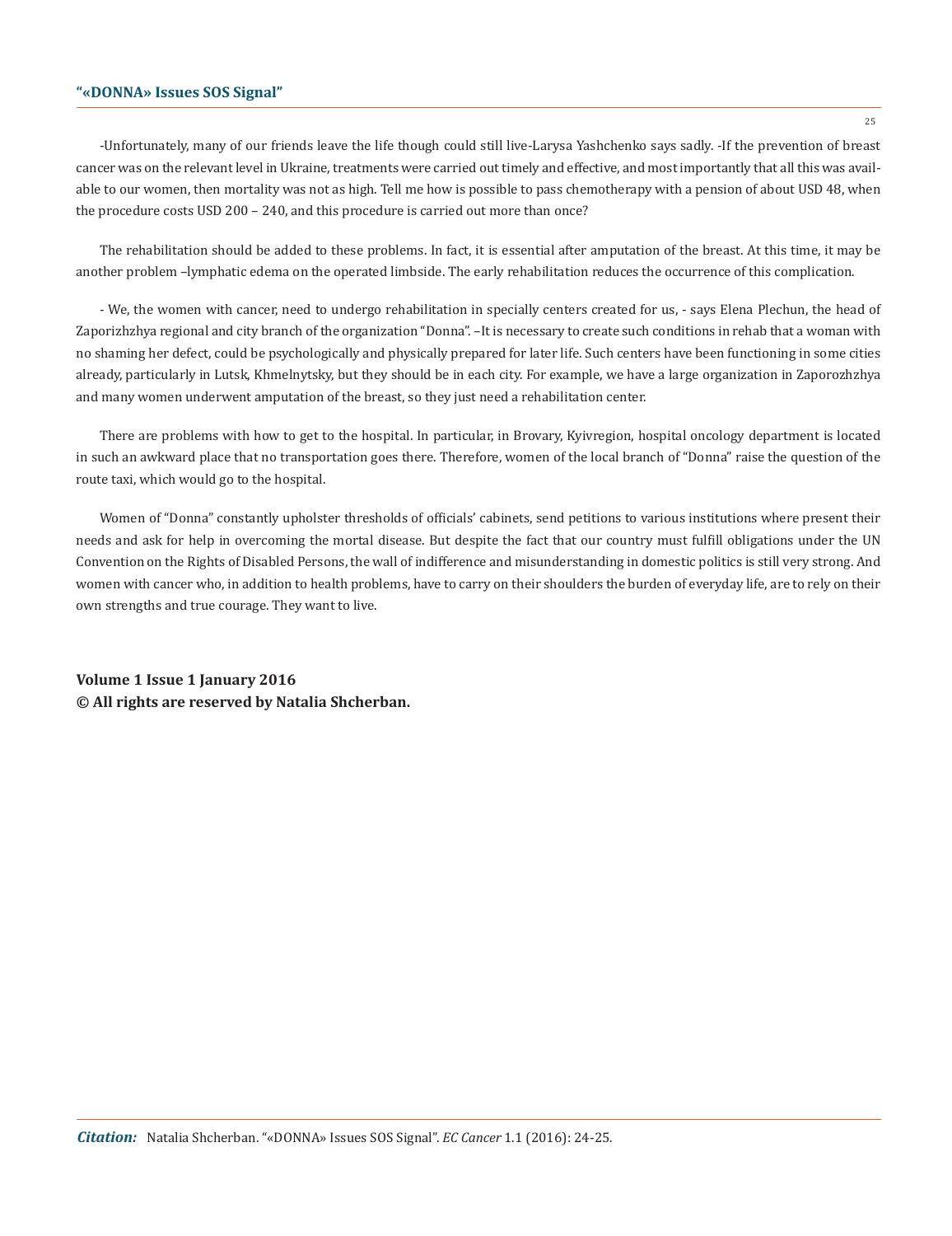-Unfortunately, many of our friends leave the life though could still live-Larysa Yashchenko says sadly. -If the prevention of breast cancer was on the relevant level in Ukraine, treatments were carried out timely and effective, and most importantly that all this was available to our women, then mortality was not as high. Tell me how is possible to pass chemotherapy with a pension of about USD 48, when the procedure costs USD 200 – 240, and this procedure is carried out more than once?

The rehabilitation should be added to these problems. In fact, it is essential after amputation of the breast. At this time, it may be another problem –lymphatic edema on the operated limbside. The early rehabilitation reduces the occurrence of this complication.

- We, the women with cancer, need to undergo rehabilitation in specially centers created for us, - says Elena Plechun, the head of Zaporizhzhya regional and city branch of the organization "Donna". –It is necessary to create such conditions in rehab that a woman with no shaming her defect, could be psychologically and physically prepared for later life. Such centers have been functioning in some cities already, particularly in Lutsk, Khmelnytsky, but they should be in each city. For example, we have a large organization in Zaporozhzhya and many women underwent amputation of the breast, so they just need a rehabilitation center.

There are problems with how to get to the hospital. In particular, in Brovary, Kyivregion, hospital oncology department is located in such an awkward place that no transportation goes there. Therefore, women of the local branch of "Donna" raise the question of the route taxi, which would go to the hospital.

Women of "Donna" constantly upholster thresholds of officials' cabinets, send petitions to various institutions where present their needs and ask for help in overcoming the mortal disease. But despite the fact that our country must fulfill obligations under the UN Convention on the Rights of Disabled Persons, the wall of indifference and misunderstanding in domestic politics is still very strong. And women with cancer who, in addition to health problems, have to carry on their shoulders the burden of everyday life, are to rely on their own strengths and true courage. They want to live.

**Volume 1 Issue 1 January 2016**
**© All rights are reserved by Natalia Shcherban.**